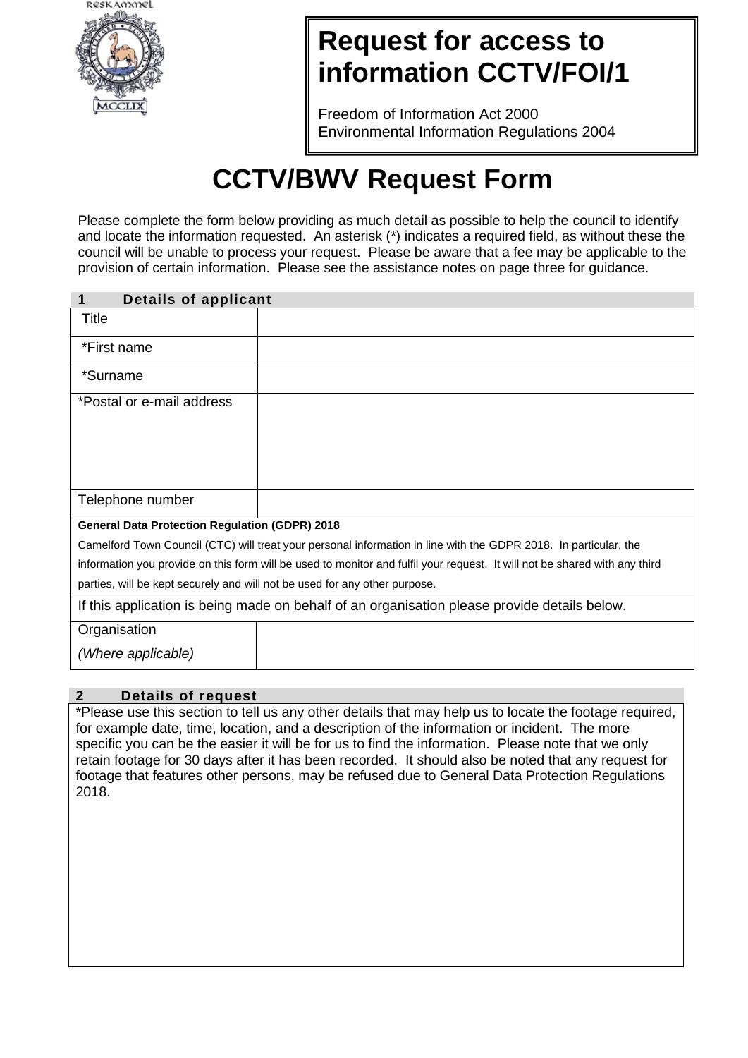RESKAMMEL

MCCLIX

# Request for access to information CCTV/FOI/1

Freedom of Information Act 2000
Environmental Information Regulations 2004

# CCTV/BWV Request Form

Please complete the form below providing as much detail as possible to help the council to identify and locate the information requested. An asterisk (*) indicates a required field, as without these the council will be unable to process your request. Please be aware that a fee may be applicable to the provision of certain information. Please see the assistance notes on page three for guidance.

## 1 Details of applicant

| Field | |
|---|---|
| Title | |
| *First name | |
| *Surname | |
| *Postal or e-mail address | |
| Telephone number | |

**General Data Protection Regulation (GDPR) 2018**

Camelford Town Council (CTC) will treat your personal information in line with the GDPR 2018. In particular, the information you provide on this form will be used to monitor and fulfil your request. It will not be shared with any third parties, will be kept securely and will not be used for any other purpose.

If this application is being made on behalf of an organisation please provide details below.

| Field | |
|---|---|
| Organisation *(Where applicable)* | |

## 2 Details of request

*Please use this section to tell us any other details that may help us to locate the footage required, for example date, time, location, and a description of the information or incident. The more specific you can be the easier it will be for us to find the information. Please note that we only retain footage for 30 days after it has been recorded. It should also be noted that any request for footage that features other persons, may be refused due to General Data Protection Regulations 2018.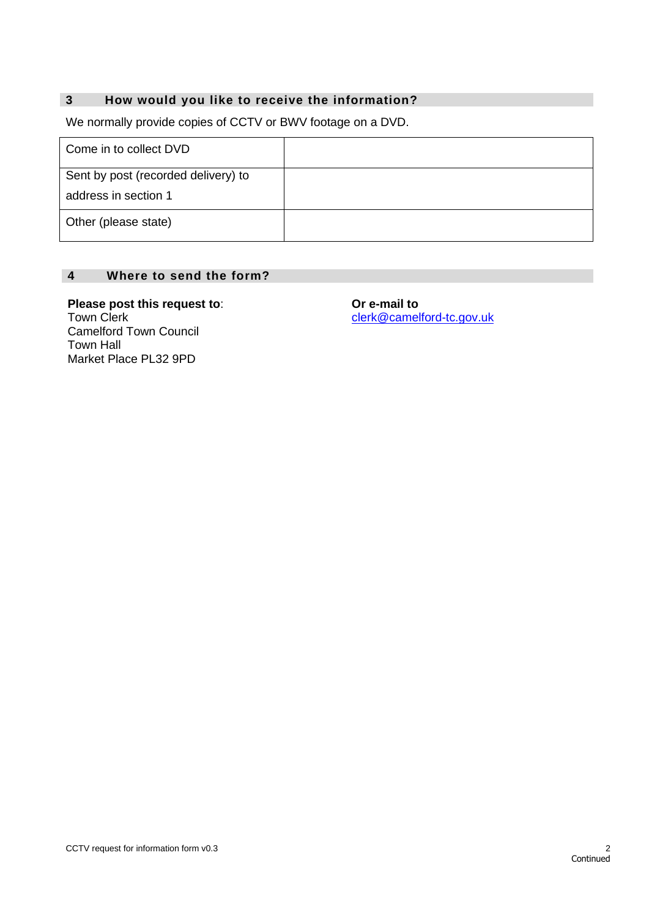## 3 How would you like to receive the information?

We normally provide copies of CCTV or BWV footage on a DVD.

| | |
|---|---|
| Come in to collect DVD | |
| Sent by post (recorded delivery) to address in section 1 | |
| Other (please state) | |

## 4 Where to send the form?

**Please post this request to**:
Town Clerk
Camelford Town Council
Town Hall
Market Place PL32 9PD

**Or e-mail to**
clerk@camelford-tc.gov.uk

Continued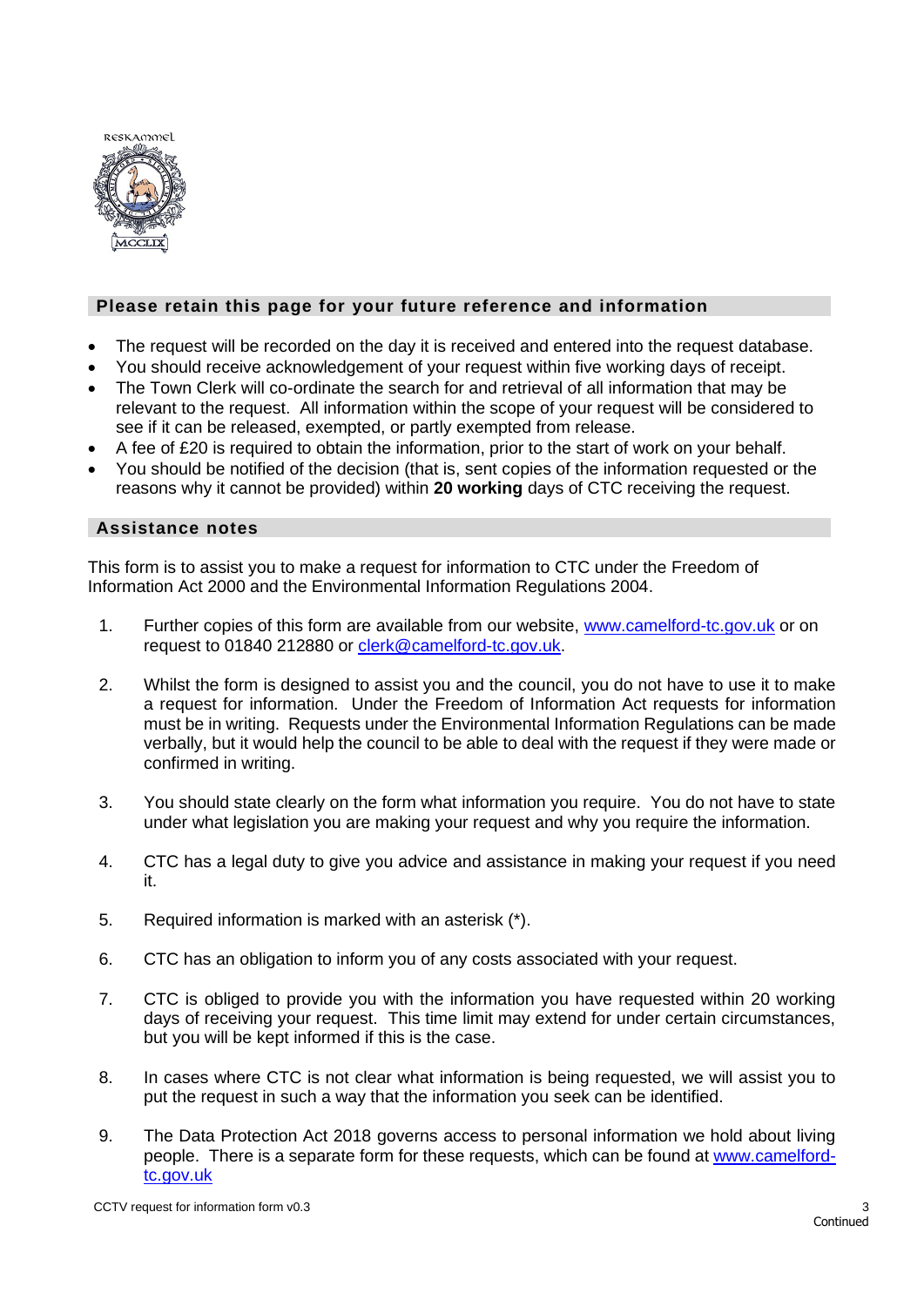RESKAMMEL

MCCLIX

## Please retain this page for your future reference and information

- The request will be recorded on the day it is received and entered into the request database.
- You should receive acknowledgement of your request within five working days of receipt.
- The Town Clerk will co-ordinate the search for and retrieval of all information that may be relevant to the request. All information within the scope of your request will be considered to see if it can be released, exempted, or partly exempted from release.
- A fee of £20 is required to obtain the information, prior to the start of work on your behalf.
- You should be notified of the decision (that is, sent copies of the information requested or the reasons why it cannot be provided) within **20 working** days of CTC receiving the request.

## Assistance notes

This form is to assist you to make a request for information to CTC under the Freedom of Information Act 2000 and the Environmental Information Regulations 2004.

1. Further copies of this form are available from our website, [www.camelford-tc.gov.uk](http://www.camelford-tc.gov.uk) or on request to 01840 212880 or [clerk@camelford-tc.gov.uk](mailto:clerk@camelford-tc.gov.uk).

2. Whilst the form is designed to assist you and the council, you do not have to use it to make a request for information. Under the Freedom of Information Act requests for information must be in writing. Requests under the Environmental Information Regulations can be made verbally, but it would help the council to be able to deal with the request if they were made or confirmed in writing.

3. You should state clearly on the form what information you require. You do not have to state under what legislation you are making your request and why you require the information.

4. CTC has a legal duty to give you advice and assistance in making your request if you need it.

5. Required information is marked with an asterisk (*).

6. CTC has an obligation to inform you of any costs associated with your request.

7. CTC is obliged to provide you with the information you have requested within 20 working days of receiving your request. This time limit may extend for under certain circumstances, but you will be kept informed if this is the case.

8. In cases where CTC is not clear what information is being requested, we will assist you to put the request in such a way that the information you seek can be identified.

9. The Data Protection Act 2018 governs access to personal information we hold about living people. There is a separate form for these requests, which can be found at [www.camelford-tc.gov.uk](http://www.camelford-tc.gov.uk)

CCTV request for information form v0.3

Continued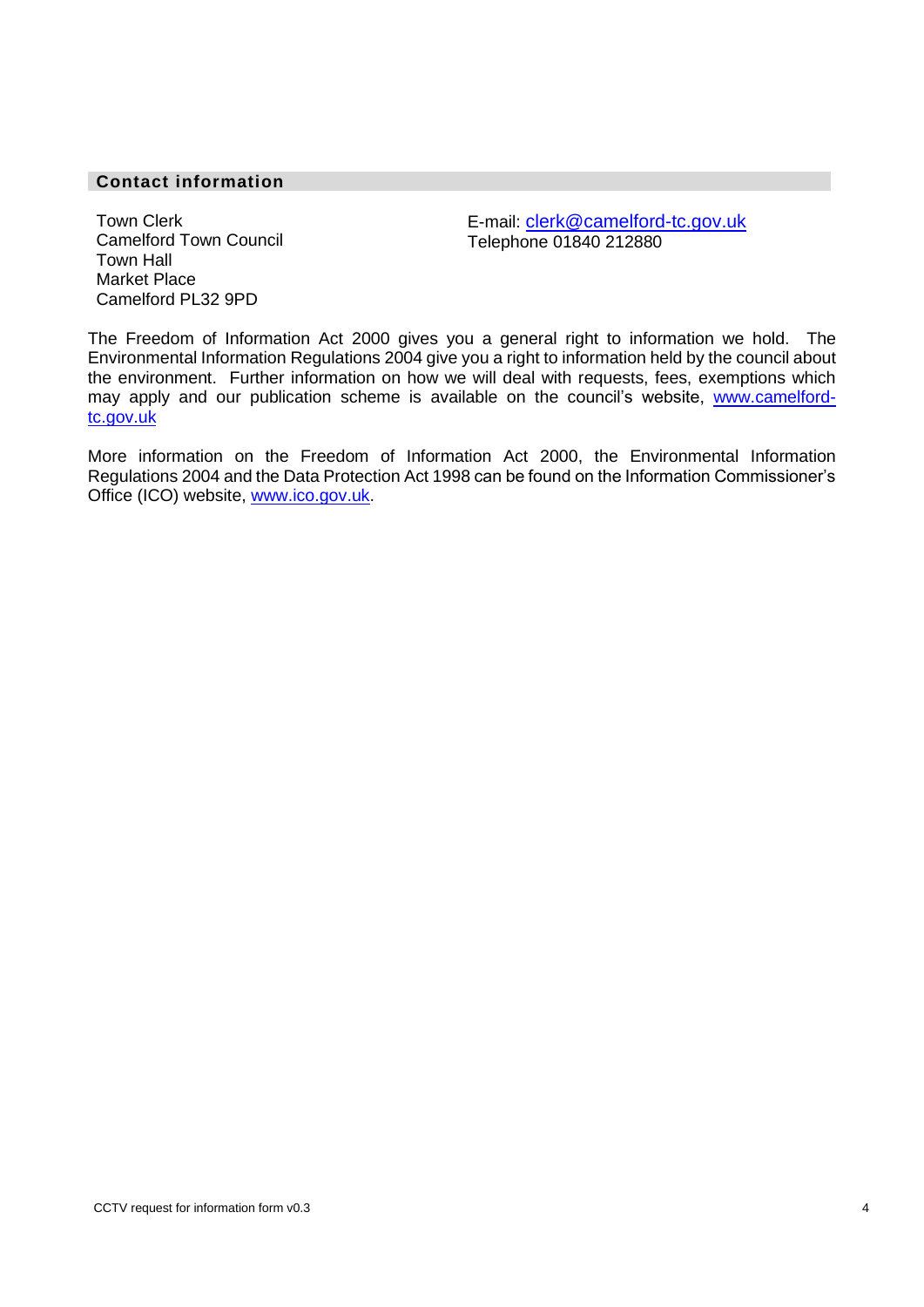## Contact information

Town Clerk
Camelford Town Council
Town Hall
Market Place
Camelford PL32 9PD

E-mail: clerk@camelford-tc.gov.uk
Telephone 01840 212880

The Freedom of Information Act 2000 gives you a general right to information we hold. The Environmental Information Regulations 2004 give you a right to information held by the council about the environment. Further information on how we will deal with requests, fees, exemptions which may apply and our publication scheme is available on the council's website, www.camelford-tc.gov.uk

More information on the Freedom of Information Act 2000, the Environmental Information Regulations 2004 and the Data Protection Act 1998 can be found on the Information Commissioner's Office (ICO) website, www.ico.gov.uk.